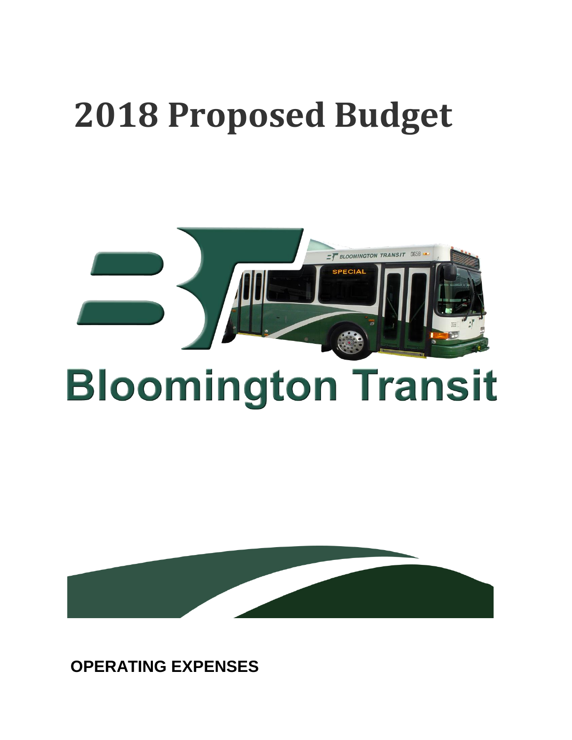# 2018 Proposed Budget

# Bloomington Transit

**OPERATING EXPENSES**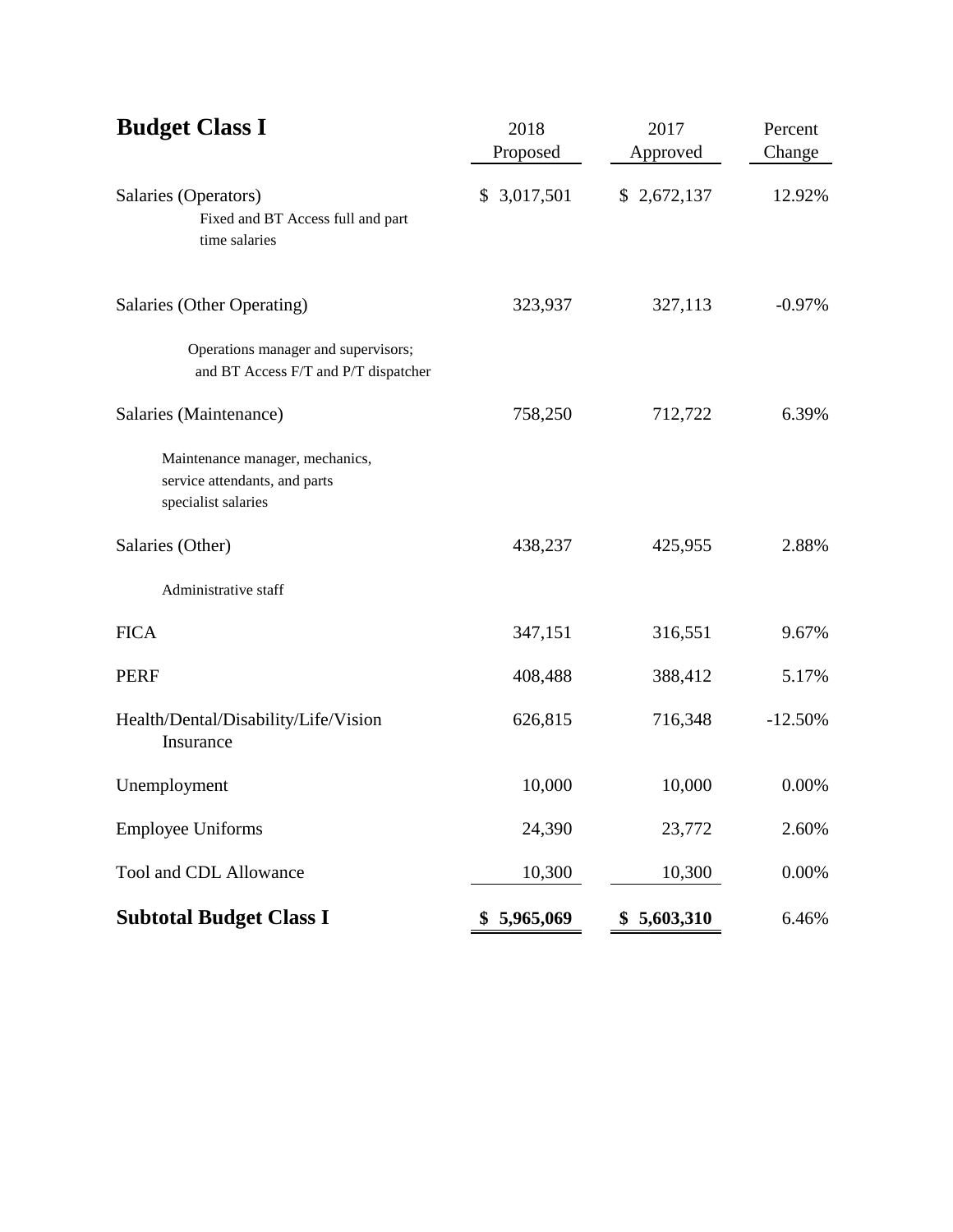| Budget Class I | 2018 Proposed | 2017 Approved | Percent Change |
|---|---|---|---|
| Salaries (Operators)<br>Fixed and BT Access full and part time salaries | $ 3,017,501 | $ 2,672,137 | 12.92% |
| Salaries (Other Operating)<br>Operations manager and supervisors; and BT Access F/T and P/T dispatcher | 323,937 | 327,113 | -0.97% |
| Salaries (Maintenance)<br>Maintenance manager, mechanics, service attendants, and parts specialist salaries | 758,250 | 712,722 | 6.39% |
| Salaries (Other)<br>Administrative staff | 438,237 | 425,955 | 2.88% |
| FICA | 347,151 | 316,551 | 9.67% |
| PERF | 408,488 | 388,412 | 5.17% |
| Health/Dental/Disability/Life/Vision Insurance | 626,815 | 716,348 | -12.50% |
| Unemployment | 10,000 | 10,000 | 0.00% |
| Employee Uniforms | 24,390 | 23,772 | 2.60% |
| Tool and CDL Allowance | 10,300 | 10,300 | 0.00% |
| **Subtotal Budget Class I** | **$ 5,965,069** | **$ 5,603,310** | 6.46% |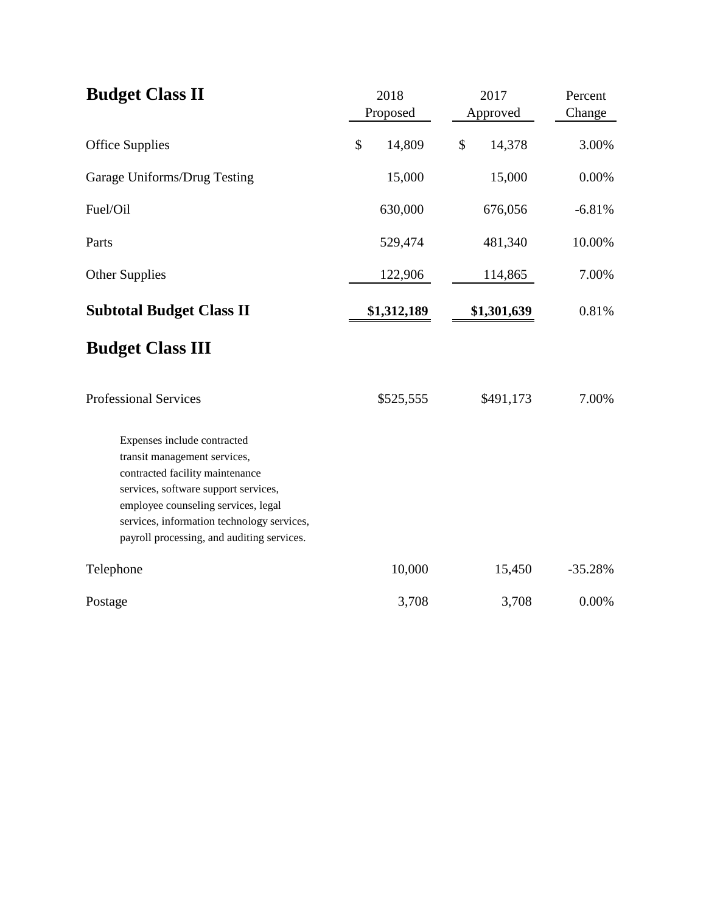## Budget Class II

| | 2018 Proposed | 2017 Approved | Percent Change |
|---|---|---|---|
| Office Supplies | $ 14,809 | $ 14,378 | 3.00% |
| Garage Uniforms/Drug Testing | 15,000 | 15,000 | 0.00% |
| Fuel/Oil | 630,000 | 676,056 | -6.81% |
| Parts | 529,474 | 481,340 | 10.00% |
| Other Supplies | 122,906 | 114,865 | 7.00% |
| **Subtotal Budget Class II** | **$1,312,189** | **$1,301,639** | 0.81% |

## Budget Class III

| | 2018 Proposed | 2017 Approved | Percent Change |
|---|---|---|---|
| Professional Services | $525,555 | $491,173 | 7.00% |
| Telephone | 10,000 | 15,450 | -35.28% |
| Postage | 3,708 | 3,708 | 0.00% |

Professional Services: Expenses include contracted transit management services, contracted facility maintenance services, software support services, employee counseling services, legal services, information technology services, payroll processing, and auditing services.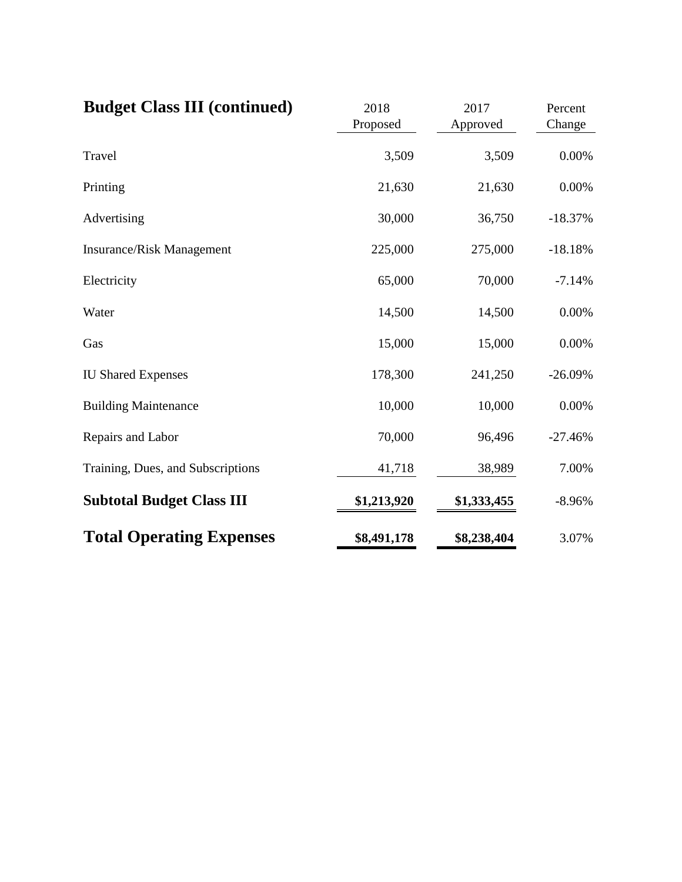| Budget Class III (continued) | 2018 Proposed | 2017 Approved | Percent Change |
|---|---|---|---|
| Travel | 3,509 | 3,509 | 0.00% |
| Printing | 21,630 | 21,630 | 0.00% |
| Advertising | 30,000 | 36,750 | -18.37% |
| Insurance/Risk Management | 225,000 | 275,000 | -18.18% |
| Electricity | 65,000 | 70,000 | -7.14% |
| Water | 14,500 | 14,500 | 0.00% |
| Gas | 15,000 | 15,000 | 0.00% |
| IU Shared Expenses | 178,300 | 241,250 | -26.09% |
| Building Maintenance | 10,000 | 10,000 | 0.00% |
| Repairs and Labor | 70,000 | 96,496 | -27.46% |
| Training, Dues, and Subscriptions | 41,718 | 38,989 | 7.00% |
| **Subtotal Budget Class III** | **$1,213,920** | **$1,333,455** | -8.96% |
| **Total Operating Expenses** | **$8,491,178** | **$8,238,404** | 3.07% |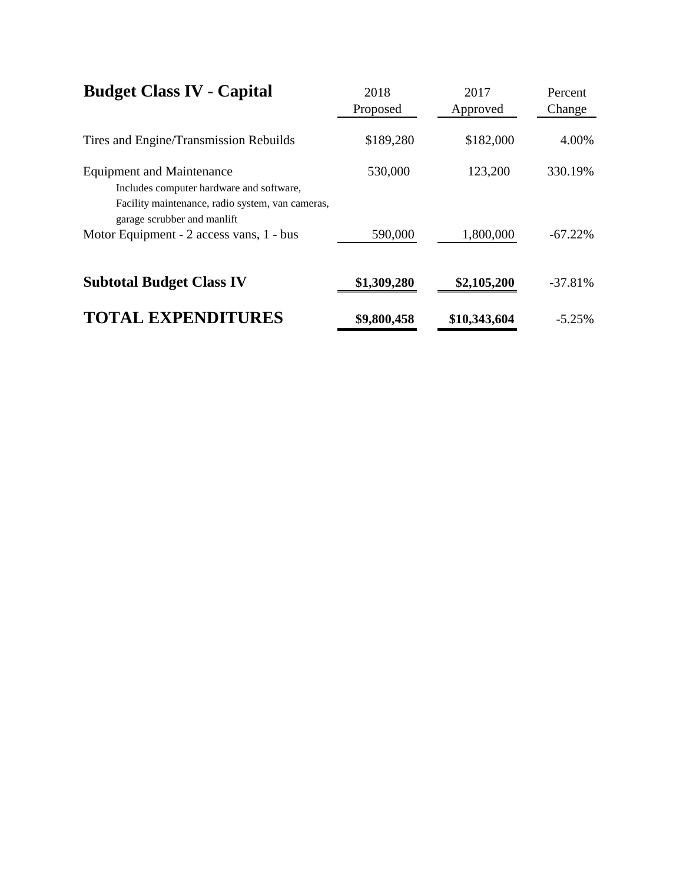| **Budget Class IV - Capital** | 2018 Proposed | 2017 Approved | Percent Change |
|---|---|---|---|
| Tires and Engine/Transmission Rebuilds | $189,280 | $182,000 | 4.00% |
| Equipment and Maintenance<br>Includes computer hardware and software, Facility maintenance, radio system, van cameras, garage scrubber and manlift | 530,000 | 123,200 | 330.19% |
| Motor Equipment - 2 access vans, 1 - bus | 590,000 | 1,800,000 | -67.22% |
| **Subtotal Budget Class IV** | **$1,309,280** | **$2,105,200** | -37.81% |
| **TOTAL EXPENDITURES** | **$9,800,458** | **$10,343,604** | -5.25% |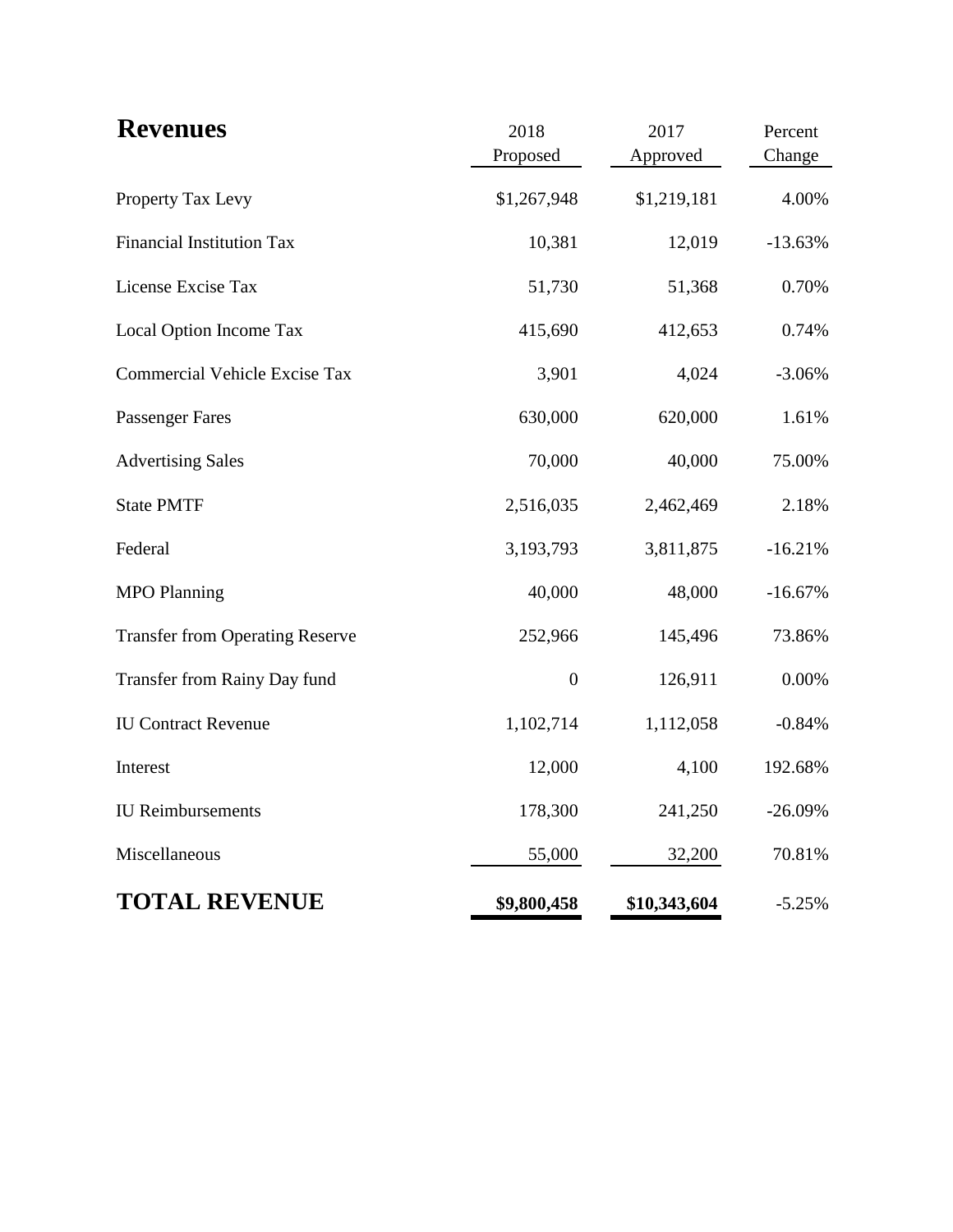# Revenues

| | 2018 Proposed | 2017 Approved | Percent Change |
|---|---|---|---|
| Property Tax Levy | $1,267,948 | $1,219,181 | 4.00% |
| Financial Institution Tax | 10,381 | 12,019 | -13.63% |
| License Excise Tax | 51,730 | 51,368 | 0.70% |
| Local Option Income Tax | 415,690 | 412,653 | 0.74% |
| Commercial Vehicle Excise Tax | 3,901 | 4,024 | -3.06% |
| Passenger Fares | 630,000 | 620,000 | 1.61% |
| Advertising Sales | 70,000 | 40,000 | 75.00% |
| State PMTF | 2,516,035 | 2,462,469 | 2.18% |
| Federal | 3,193,793 | 3,811,875 | -16.21% |
| MPO Planning | 40,000 | 48,000 | -16.67% |
| Transfer from Operating Reserve | 252,966 | 145,496 | 73.86% |
| Transfer from Rainy Day fund | 0 | 126,911 | 0.00% |
| IU Contract Revenue | 1,102,714 | 1,112,058 | -0.84% |
| Interest | 12,000 | 4,100 | 192.68% |
| IU Reimbursements | 178,300 | 241,250 | -26.09% |
| Miscellaneous | 55,000 | 32,200 | 70.81% |
| **TOTAL REVENUE** | **$9,800,458** | **$10,343,604** | -5.25% |